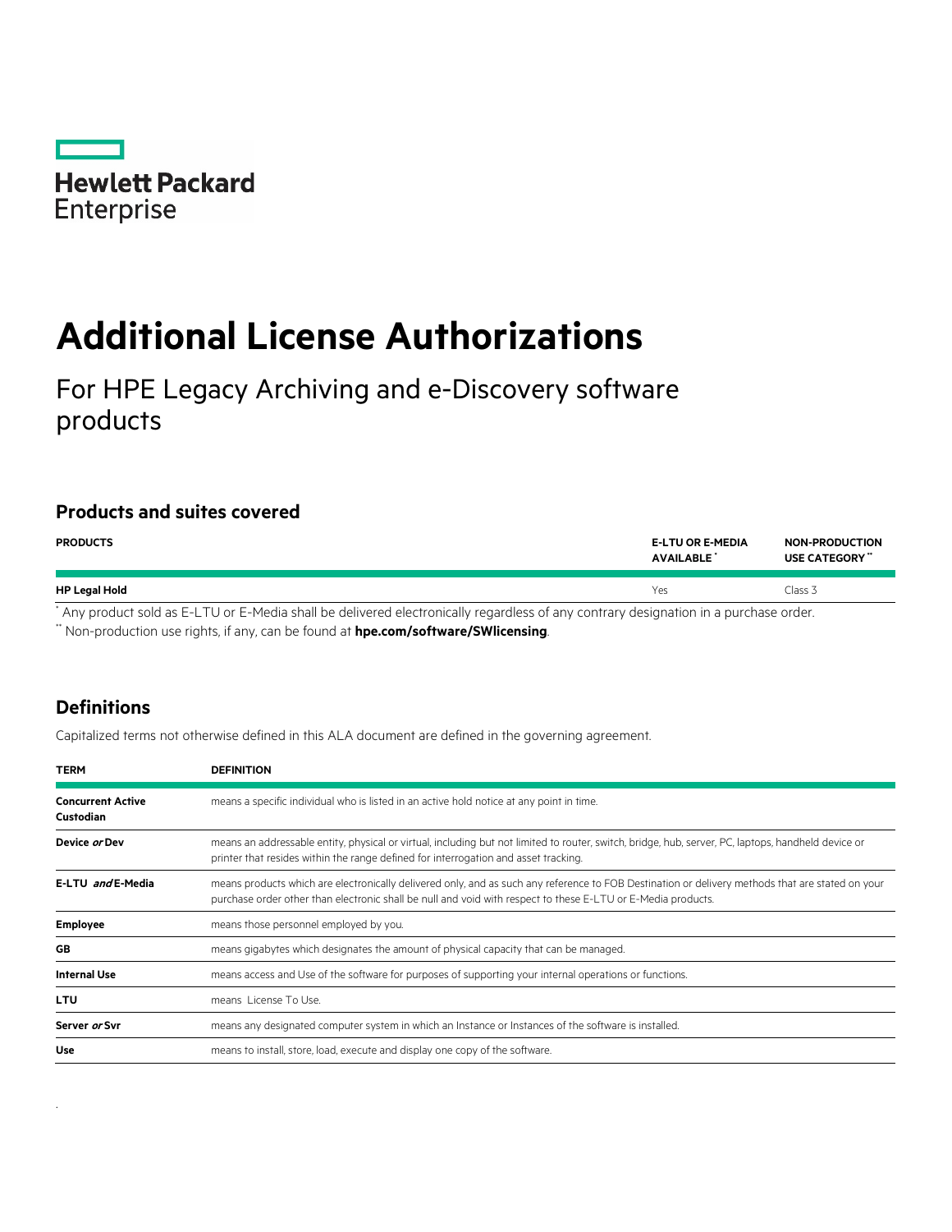# Additional License Authorizations

## For HPE Legacy Archiving and e-Discovery software products

### Products and suites covered

| PRODUCTS | E-LTU OR E-MEDIA AVAILABLE * | NON-PRODUCTION USE CATEGORY ** |
|---|---|---|
| **HP Legal Hold** | Yes | Class 3 |

* Any product sold as E-LTU or E-Media shall be delivered electronically regardless of any contrary designation in a purchase order.

** Non-production use rights, if any, can be found at **hpe.com/software/SWlicensing**.

### Definitions

Capitalized terms not otherwise defined in this ALA document are defined in the governing agreement.

| TERM | DEFINITION |
|---|---|
| **Concurrent Active Custodian** | means a specific individual who is listed in an active hold notice at any point in time. |
| **Device *or* Dev** | means an addressable entity, physical or virtual, including but not limited to router, switch, bridge, hub, server, PC, laptops, handheld device or printer that resides within the range defined for interrogation and asset tracking. |
| **E-LTU *and* E-Media** | means products which are electronically delivered only, and as such any reference to FOB Destination or delivery methods that are stated on your purchase order other than electronic shall be null and void with respect to these E-LTU or E-Media products. |
| **Employee** | means those personnel employed by you. |
| **GB** | means gigabytes which designates the amount of physical capacity that can be managed. |
| **Internal Use** | means access and Use of the software for purposes of supporting your internal operations or functions. |
| **LTU** | means License To Use. |
| **Server *or* Svr** | means any designated computer system in which an Instance or Instances of the software is installed. |
| **Use** | means to install, store, load, execute and display one copy of the software. |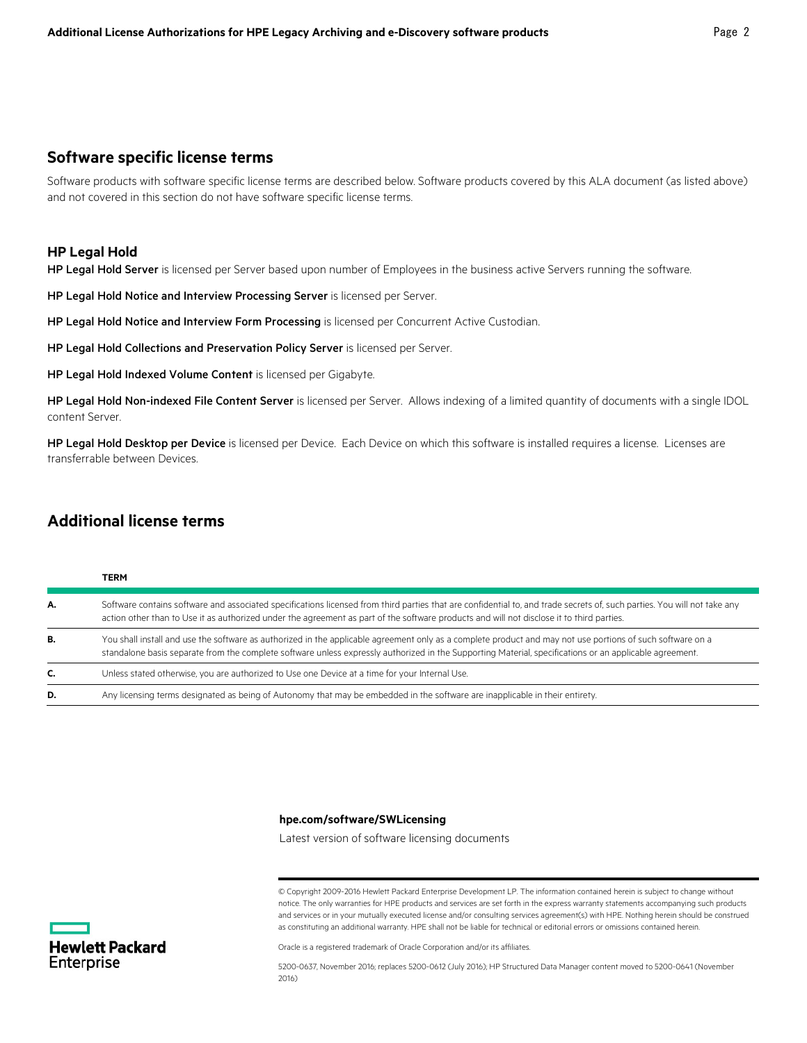## Software specific license terms

Software products with software specific license terms are described below. Software products covered by this ALA document (as listed above) and not covered in this section do not have software specific license terms.

### HP Legal Hold

**HP Legal Hold Server** is licensed per Server based upon number of Employees in the business active Servers running the software.

**HP Legal Hold Notice and Interview Processing Server** is licensed per Server.

**HP Legal Hold Notice and Interview Form Processing** is licensed per Concurrent Active Custodian.

**HP Legal Hold Collections and Preservation Policy Server** is licensed per Server.

**HP Legal Hold Indexed Volume Content** is licensed per Gigabyte.

**HP Legal Hold Non-indexed File Content Server** is licensed per Server. Allows indexing of a limited quantity of documents with a single IDOL content Server.

**HP Legal Hold Desktop per Device** is licensed per Device. Each Device on which this software is installed requires a license. Licenses are transferrable between Devices.

## Additional license terms

| | TERM |
|---|---|
| A. | Software contains software and associated specifications licensed from third parties that are confidential to, and trade secrets of, such parties. You will not take any action other than to Use it as authorized under the agreement as part of the software products and will not disclose it to third parties. |
| B. | You shall install and use the software as authorized in the applicable agreement only as a complete product and may not use portions of such software on a standalone basis separate from the complete software unless expressly authorized in the Supporting Material, specifications or an applicable agreement. |
| C. | Unless stated otherwise, you are authorized to Use one Device at a time for your Internal Use. |
| D. | Any licensing terms designated as being of Autonomy that may be embedded in the software are inapplicable in their entirety. |

**hpe.com/software/SWLicensing**

Latest version of software licensing documents

© Copyright 2009-2016 Hewlett Packard Enterprise Development LP. The information contained herein is subject to change without notice. The only warranties for HPE products and services are set forth in the express warranty statements accompanying such products and services or in your mutually executed license and/or consulting services agreement(s) with HPE. Nothing herein should be construed as constituting an additional warranty. HPE shall not be liable for technical or editorial errors or omissions contained herein.

Oracle is a registered trademark of Oracle Corporation and/or its affiliates.

5200-0637, November 2016; replaces 5200-0612 (July 2016); HP Structured Data Manager content moved to 5200-0641 (November 2016)